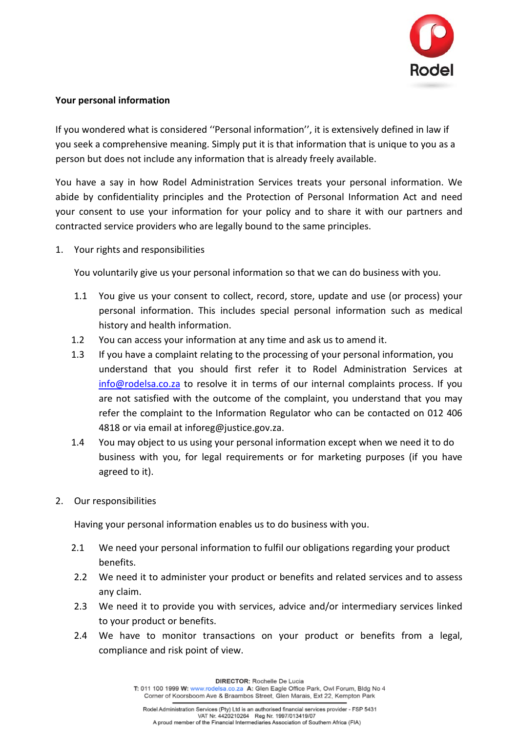**Your personal information**

If you wondered what is considered ''Personal information'', it is extensively defined in law if you seek a comprehensive meaning. Simply put it is that information that is unique to you as a person but does not include any information that is already freely available.

You have a say in how Rodel Administration Services treats your personal information. We abide by confidentiality principles and the Protection of Personal Information Act and need your consent to use your information for your policy and to share it with our partners and contracted service providers who are legally bound to the same principles.

1. Your rights and responsibilities

   You voluntarily give us your personal information so that we can do business with you.

   1.1 You give us your consent to collect, record, store, update and use (or process) your personal information. This includes special personal information such as medical history and health information.

   1.2 You can access your information at any time and ask us to amend it.

   1.3 If you have a complaint relating to the processing of your personal information, you understand that you should first refer it to Rodel Administration Services at info@rodelsa.co.za to resolve it in terms of our internal complaints process. If you are not satisfied with the outcome of the complaint, you understand that you may refer the complaint to the Information Regulator who can be contacted on 012 406 4818 or via email at inforeg@justice.gov.za.

   1.4 You may object to us using your personal information except when we need it to do business with you, for legal requirements or for marketing purposes (if you have agreed to it).

2. Our responsibilities

   Having your personal information enables us to do business with you.

   2.1 We need your personal information to fulfil our obligations regarding your product benefits.

   2.2 We need it to administer your product or benefits and related services and to assess any claim.

   2.3 We need it to provide you with services, advice and/or intermediary services linked to your product or benefits.

   2.4 We have to monitor transactions on your product or benefits from a legal, compliance and risk point of view.

**DIRECTOR:** Rochelle De Lucia
**T:** 011 100 1999 **W:** www.rodelsa.co.za **A:** Glen Eagle Office Park, Owl Forum, Bldg No 4
Corner of Koorsboom Ave & Braambos Street, Glen Marais, Ext 22, Kempton Park

Rodel Administration Services (Pty) Ltd is an authorised financial services provider - FSP 5431
VAT Nr. 4420210264 Reg Nr. 1997/013419/07
A proud member of the Financial Intermediaries Association of Southern Africa (FIA)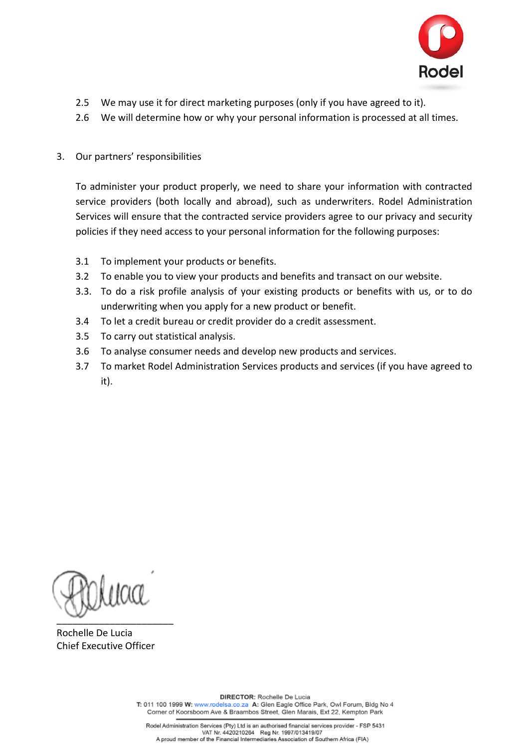2.5 We may use it for direct marketing purposes (only if you have agreed to it).

2.6 We will determine how or why your personal information is processed at all times.

3. Our partners' responsibilities

To administer your product properly, we need to share your information with contracted service providers (both locally and abroad), such as underwriters. Rodel Administration Services will ensure that the contracted service providers agree to our privacy and security policies if they need access to your personal information for the following purposes:

3.1 To implement your products or benefits.

3.2 To enable you to view your products and benefits and transact on our website.

3.3. To do a risk profile analysis of your existing products or benefits with us, or to do underwriting when you apply for a new product or benefit.

3.4 To let a credit bureau or credit provider do a credit assessment.

3.5 To carry out statistical analysis.

3.6 To analyse consumer needs and develop new products and services.

3.7 To market Rodel Administration Services products and services (if you have agreed to it).

______________________

Rochelle De Lucia
Chief Executive Officer

**DIRECTOR:** Rochelle De Lucia
**T:** 011 100 1999 **W:** www.rodelsa.co.za **A:** Glen Eagle Office Park, Owl Forum, Bldg No 4
Corner of Koorsboom Ave & Braambos Street, Glen Marais, Ext 22, Kempton Park

Rodel Administration Services (Pty) Ltd is an authorised financial services provider - FSP 5431
VAT Nr. 4420210264 Reg Nr. 1997/013419/07
A proud member of the Financial Intermediaries Association of Southern Africa (FIA)